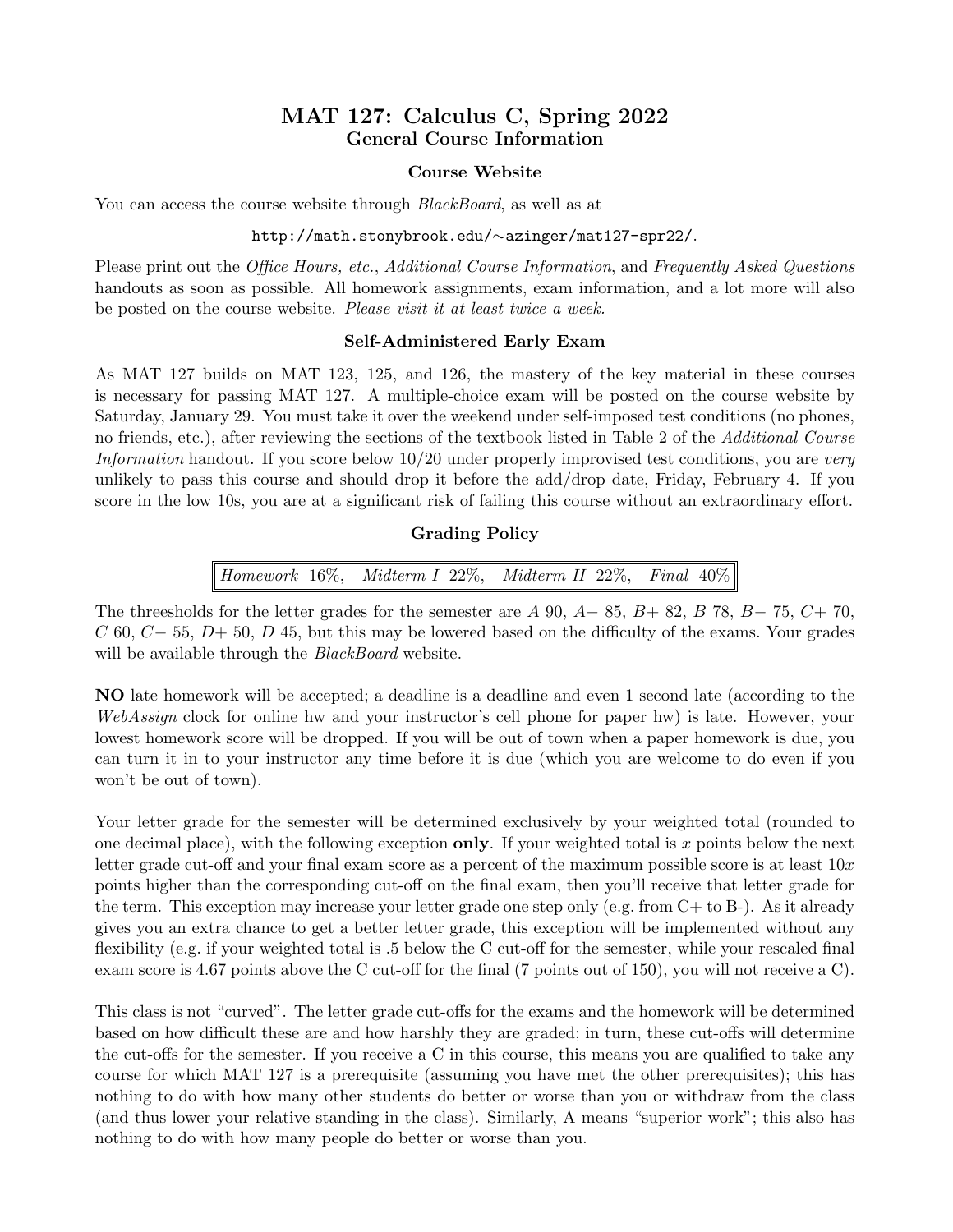# MAT 127: Calculus C, Spring 2022
## General Course Information

### Course Website

You can access the course website through *BlackBoard*, as well as at

`http://math.stonybrook.edu/~azinger/mat127-spr22/`.

Please print out the *Office Hours, etc.*, *Additional Course Information*, and *Frequently Asked Questions* handouts as soon as possible. All homework assignments, exam information, and a lot more will also be posted on the course website. *Please visit it at least twice a week.*

### Self-Administered Early Exam

As MAT 127 builds on MAT 123, 125, and 126, the mastery of the key material in these courses is necessary for passing MAT 127. A multiple-choice exam will be posted on the course website by Saturday, January 29. You must take it over the weekend under self-imposed test conditions (no phones, no friends, etc.), after reviewing the sections of the textbook listed in Table 2 of the *Additional Course Information* handout. If you score below 10/20 under properly improvised test conditions, you are *very* unlikely to pass this course and should drop it before the add/drop date, Friday, February 4. If you score in the low 10s, you are at a significant risk of failing this course without an extraordinary effort.

### Grading Policy

| *Homework* 16%, | *Midterm I* 22%, | *Midterm II* 22%, | *Final* 40% |
|---|---|---|---|

The threesholds for the letter grades for the semester are *A* 90, *A−* 85, *B+* 82, *B* 78, *B−* 75, *C+* 70, *C* 60, *C−* 55, *D+* 50, *D* 45, but this may be lowered based on the difficulty of the exams. Your grades will be available through the *BlackBoard* website.

**NO** late homework will be accepted; a deadline is a deadline and even 1 second late (according to the *WebAssign* clock for online hw and your instructor's cell phone for paper hw) is late. However, your lowest homework score will be dropped. If you will be out of town when a paper homework is due, you can turn it in to your instructor any time before it is due (which you are welcome to do even if you won't be out of town).

Your letter grade for the semester will be determined exclusively by your weighted total (rounded to one decimal place), with the following exception **only**. If your weighted total is $x$ points below the next letter grade cut-off and your final exam score as a percent of the maximum possible score is at least $10x$ points higher than the corresponding cut-off on the final exam, then you'll receive that letter grade for the term. This exception may increase your letter grade one step only (e.g. from C+ to B-). As it already gives you an extra chance to get a better letter grade, this exception will be implemented without any flexibility (e.g. if your weighted total is .5 below the C cut-off for the semester, while your rescaled final exam score is 4.67 points above the C cut-off for the final (7 points out of 150), you will not receive a C).

This class is not "curved". The letter grade cut-offs for the exams and the homework will be determined based on how difficult these are and how harshly they are graded; in turn, these cut-offs will determine the cut-offs for the semester. If you receive a C in this course, this means you are qualified to take any course for which MAT 127 is a prerequisite (assuming you have met the other prerequisites); this has nothing to do with how many other students do better or worse than you or withdraw from the class (and thus lower your relative standing in the class). Similarly, A means "superior work"; this also has nothing to do with how many people do better or worse than you.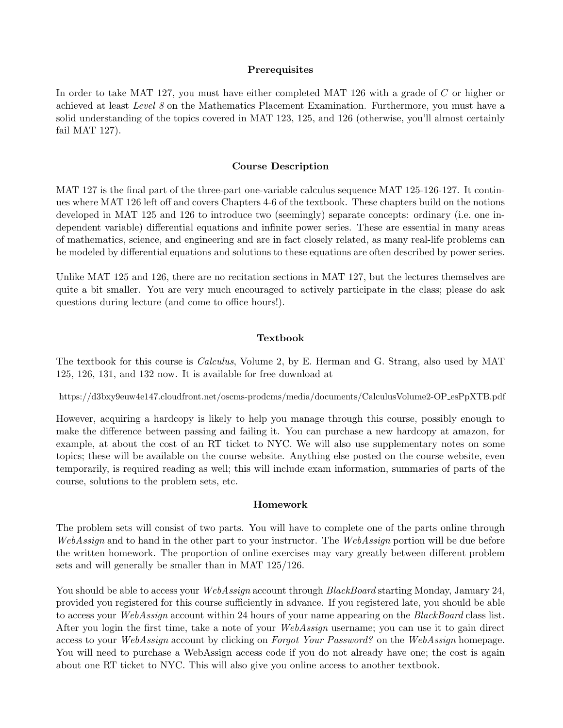## Prerequisites

In order to take MAT 127, you must have either completed MAT 126 with a grade of $C$ or higher or achieved at least *Level 8* on the Mathematics Placement Examination. Furthermore, you must have a solid understanding of the topics covered in MAT 123, 125, and 126 (otherwise, you'll almost certainly fail MAT 127).

## Course Description

MAT 127 is the final part of the three-part one-variable calculus sequence MAT 125-126-127. It continues where MAT 126 left off and covers Chapters 4-6 of the textbook. These chapters build on the notions developed in MAT 125 and 126 to introduce two (seemingly) separate concepts: ordinary (i.e. one independent variable) differential equations and infinite power series. These are essential in many areas of mathematics, science, and engineering and are in fact closely related, as many real-life problems can be modeled by differential equations and solutions to these equations are often described by power series.

Unlike MAT 125 and 126, there are no recitation sections in MAT 127, but the lectures themselves are quite a bit smaller. You are very much encouraged to actively participate in the class; please do ask questions during lecture (and come to office hours!).

## Textbook

The textbook for this course is *Calculus*, Volume 2, by E. Herman and G. Strang, also used by MAT 125, 126, 131, and 132 now. It is available for free download at

https://d3bxy9euw4e147.cloudfront.net/oscms-prodcms/media/documents/CalculusVolume2-OP_esPpXTB.pdf

However, acquiring a hardcopy is likely to help you manage through this course, possibly enough to make the difference between passing and failing it. You can purchase a new hardcopy at amazon, for example, at about the cost of an RT ticket to NYC. We will also use supplementary notes on some topics; these will be available on the course website. Anything else posted on the course website, even temporarily, is required reading as well; this will include exam information, summaries of parts of the course, solutions to the problem sets, etc.

## Homework

The problem sets will consist of two parts. You will have to complete one of the parts online through *WebAssign* and to hand in the other part to your instructor. The *WebAssign* portion will be due before the written homework. The proportion of online exercises may vary greatly between different problem sets and will generally be smaller than in MAT 125/126.

You should be able to access your *WebAssign* account through *BlackBoard* starting Monday, January 24, provided you registered for this course sufficiently in advance. If you registered late, you should be able to access your *WebAssign* account within 24 hours of your name appearing on the *BlackBoard* class list. After you login the first time, take a note of your *WebAssign* username; you can use it to gain direct access to your *WebAssign* account by clicking on *Forgot Your Password?* on the *WebAssign* homepage. You will need to purchase a WebAssign access code if you do not already have one; the cost is again about one RT ticket to NYC. This will also give you online access to another textbook.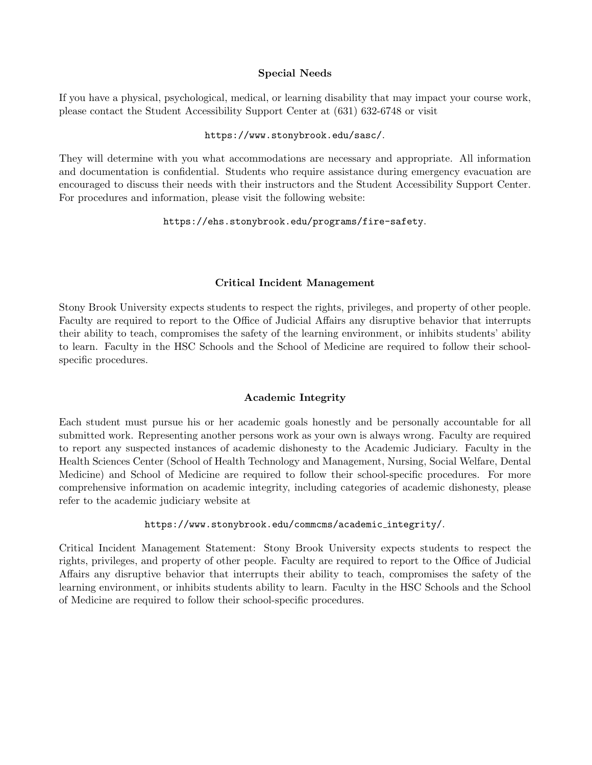### Special Needs

If you have a physical, psychological, medical, or learning disability that may impact your course work, please contact the Student Accessibility Support Center at (631) 632-6748 or visit

`https://www.stonybrook.edu/sasc/`.

They will determine with you what accommodations are necessary and appropriate. All information and documentation is confidential. Students who require assistance during emergency evacuation are encouraged to discuss their needs with their instructors and the Student Accessibility Support Center. For procedures and information, please visit the following website:

`https://ehs.stonybrook.edu/programs/fire-safety`.

### Critical Incident Management

Stony Brook University expects students to respect the rights, privileges, and property of other people. Faculty are required to report to the Office of Judicial Affairs any disruptive behavior that interrupts their ability to teach, compromises the safety of the learning environment, or inhibits students' ability to learn. Faculty in the HSC Schools and the School of Medicine are required to follow their school-specific procedures.

### Academic Integrity

Each student must pursue his or her academic goals honestly and be personally accountable for all submitted work. Representing another persons work as your own is always wrong. Faculty are required to report any suspected instances of academic dishonesty to the Academic Judiciary. Faculty in the Health Sciences Center (School of Health Technology and Management, Nursing, Social Welfare, Dental Medicine) and School of Medicine are required to follow their school-specific procedures. For more comprehensive information on academic integrity, including categories of academic dishonesty, please refer to the academic judiciary website at

`https://www.stonybrook.edu/commcms/academic_integrity/`.

Critical Incident Management Statement: Stony Brook University expects students to respect the rights, privileges, and property of other people. Faculty are required to report to the Office of Judicial Affairs any disruptive behavior that interrupts their ability to teach, compromises the safety of the learning environment, or inhibits students ability to learn. Faculty in the HSC Schools and the School of Medicine are required to follow their school-specific procedures.